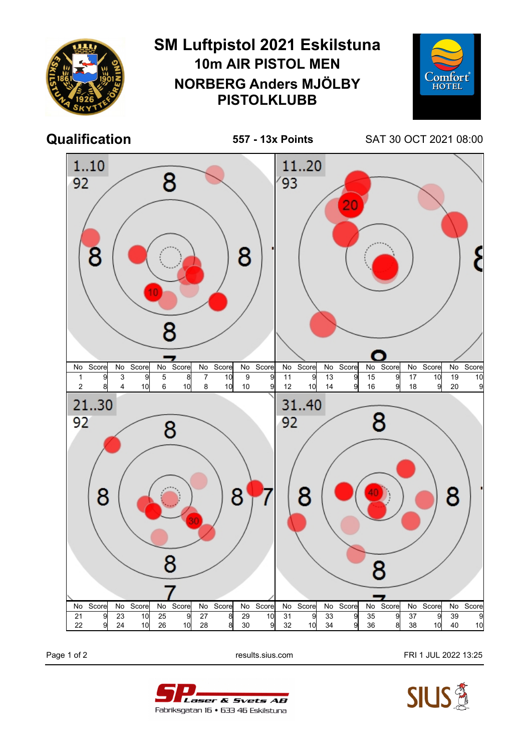# SM Luftpistol 2021 Eskilstuna

## 10m AIR PISTOL MEN

## NORBERG Anders MJÖLBY PISTOLKLUBB

**Qualification** — **557 - 13x Points** — SAT 30 OCT 2021 08:00

### 1..10 — 92

| No | Score | No | Score | No | Score | No | Score | No | Score |
|---|---|---|---|---|---|---|---|---|---|
| 1 | 9 | 3 | 9 | 5 | 8 | 7 | 10 | 9 | 9 |
| 2 | 8 | 4 | 10 | 6 | 10 | 8 | 10 | 10 | 9 |

### 11..20 — 93

| No | Score | No | Score | No | Score | No | Score | No | Score |
|---|---|---|---|---|---|---|---|---|---|
| 11 | 9 | 13 | 9 | 15 | 9 | 17 | 10 | 19 | 10 |
| 12 | 10 | 14 | 9 | 16 | 9 | 18 | 9 | 20 | 9 |

### 21..30 — 92

| No | Score | No | Score | No | Score | No | Score | No | Score |
|---|---|---|---|---|---|---|---|---|---|
| 21 | 9 | 23 | 10 | 25 | 9 | 27 | 8 | 29 | 10 |
| 22 | 9 | 24 | 10 | 26 | 10 | 28 | 8 | 30 | 9 |

### 31..40 — 92

| No | Score | No | Score | No | Score | No | Score | No | Score |
|---|---|---|---|---|---|---|---|---|---|
| 31 | 9 | 33 | 9 | 35 | 9 | 37 | 9 | 39 | 9 |
| 32 | 10 | 34 | 9 | 36 | 8 | 38 | 10 | 40 | 10 |

results.sius.com — FRI 1 JUL 2022 13:25

SP Laser & Svets AB
Fabriksgatan 16 • 633 46 Eskilstuna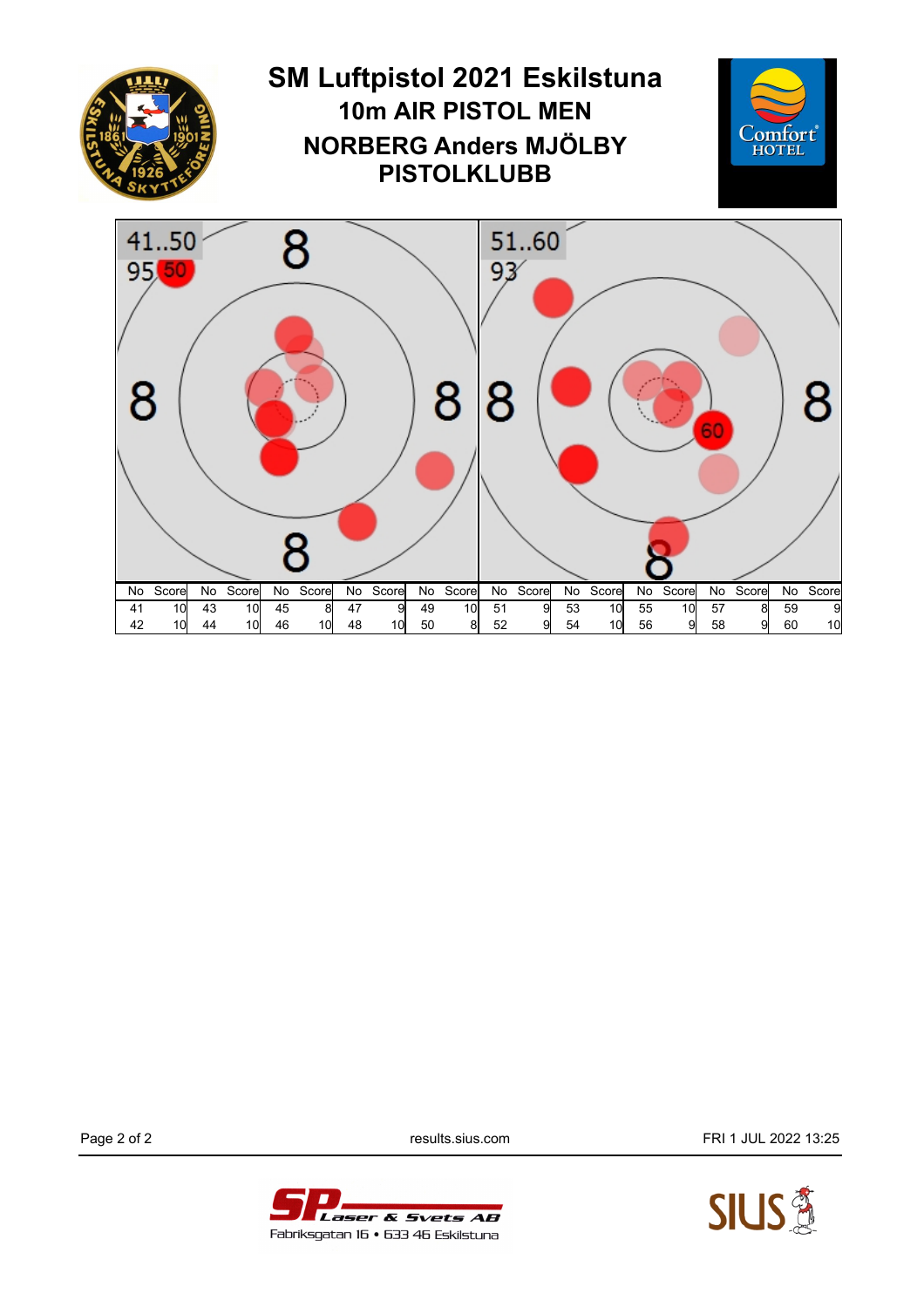# SM Luftpistol 2021 Eskilstuna

## 10m AIR PISTOL MEN

## NORBERG Anders MJÖLBY PISTOLKLUBB

41..50
95
50
8
8
8
8

51..60
93
60
8
8
8
8

| No | Score | No | Score | No | Score | No | Score | No | Score | No | Score | No | Score | No | Score | No | Score | No | Score |
|---|---|---|---|---|---|---|---|---|---|---|---|---|---|---|---|---|---|---|---|
| 41 | 10 | 43 | 10 | 45 | 8 | 47 | 9 | 49 | 10 | 51 | 9 | 53 | 10 | 55 | 10 | 57 | 8 | 59 | 9 |
| 42 | 10 | 44 | 10 | 46 | 10 | 48 | 10 | 50 | 8 | 52 | 9 | 54 | 10 | 56 | 9 | 58 | 9 | 60 | 10 |

results.sius.com

FRI 1 JUL 2022 13:25

SP Laser & Svets AB
Fabriksgatan 16 • 633 46 Eskilstuna

SIUS